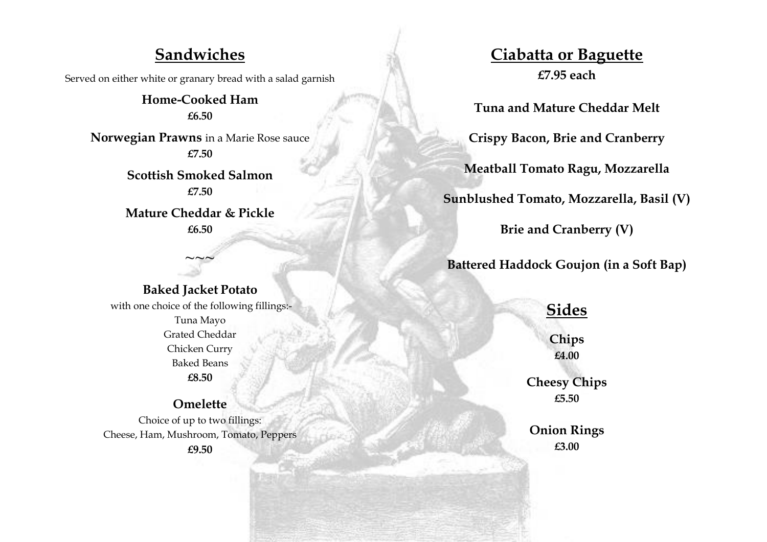## Sandwiches

Served on either white or granary bread with a salad garnish

**Home-Cooked Ham**
**£6.50**

**Norwegian Prawns** in a Marie Rose sauce
**£7.50**

**Scottish Smoked Salmon**
**£7.50**

**Mature Cheddar & Pickle**
**£6.50**

~~~

**Baked Jacket Potato**

with one choice of the following fillings:-

Tuna Mayo
Grated Cheddar
Chicken Curry
Baked Beans

**£8.50**

**Omelette**

Choice of up to two fillings:
Cheese, Ham, Mushroom, Tomato, Peppers

**£9.50**

## Ciabatta or Baguette

**£7.95 each**

**Tuna and Mature Cheddar Melt**

**Crispy Bacon, Brie and Cranberry**

**Meatball Tomato Ragu, Mozzarella**

**Sunblushed Tomato, Mozzarella, Basil (V)**

**Brie and Cranberry (V)**

**Battered Haddock Goujon (in a Soft Bap)**

## Sides

**Chips**
**£4.00**

**Cheesy Chips**
**£5.50**

**Onion Rings**
**£3.00**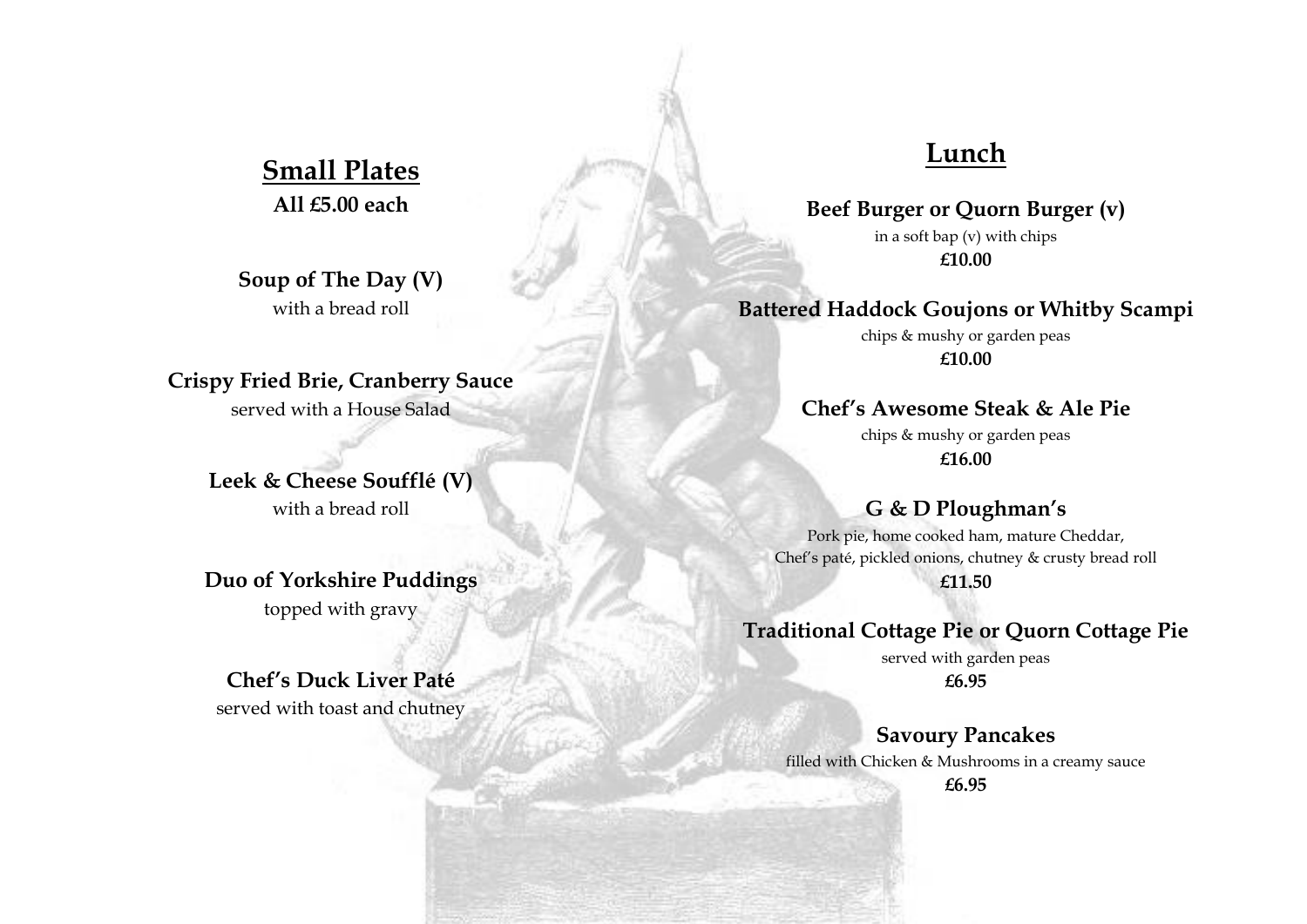## Small Plates

**All £5.00 each**

**Soup of The Day (V)**
with a bread roll

**Crispy Fried Brie, Cranberry Sauce**
served with a House Salad

**Leek & Cheese Soufflé (V)**
with a bread roll

**Duo of Yorkshire Puddings**
topped with gravy

**Chef's Duck Liver Paté**
served with toast and chutney

## Lunch

**Beef Burger or Quorn Burger (v)**
in a soft bap (v) with chips
**£10.00**

**Battered Haddock Goujons or Whitby Scampi**
chips & mushy or garden peas
**£10.00**

**Chef's Awesome Steak & Ale Pie**
chips & mushy or garden peas
**£16.00**

**G & D Ploughman's**
Pork pie, home cooked ham, mature Cheddar,
Chef's paté, pickled onions, chutney & crusty bread roll
**£11.50**

**Traditional Cottage Pie or Quorn Cottage Pie**
served with garden peas
**£6.95**

**Savoury Pancakes**
filled with Chicken & Mushrooms in a creamy sauce
**£6.95**